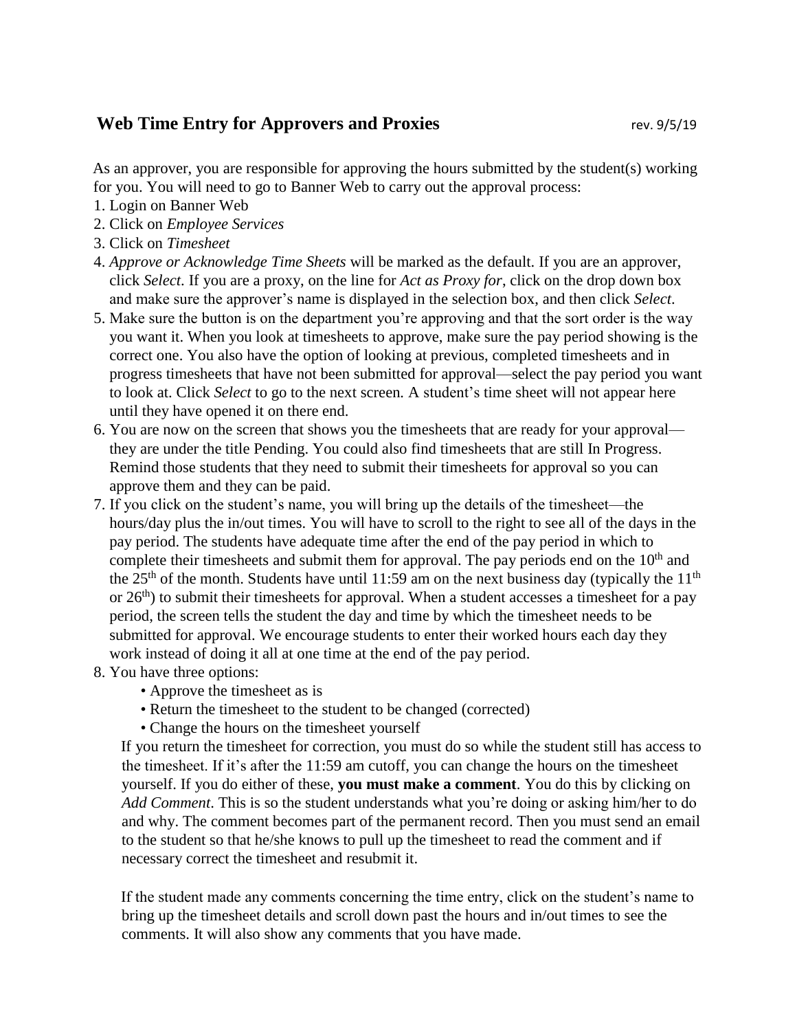## Web Time Entry for Approvers and Proxies

rev. 9/5/19

As an approver, you are responsible for approving the hours submitted by the student(s) working for you. You will need to go to Banner Web to carry out the approval process:

1. Login on Banner Web
2. Click on *Employee Services*
3. Click on *Timesheet*
4. *Approve or Acknowledge Time Sheets* will be marked as the default. If you are an approver, click *Select*. If you are a proxy, on the line for *Act as Proxy for*, click on the drop down box and make sure the approver's name is displayed in the selection box, and then click *Select*.
5. Make sure the button is on the department you're approving and that the sort order is the way you want it. When you look at timesheets to approve, make sure the pay period showing is the correct one. You also have the option of looking at previous, completed timesheets and in progress timesheets that have not been submitted for approval—select the pay period you want to look at. Click *Select* to go to the next screen. A student's time sheet will not appear here until they have opened it on there end.
6. You are now on the screen that shows you the timesheets that are ready for your approval—they are under the title Pending. You could also find timesheets that are still In Progress. Remind those students that they need to submit their timesheets for approval so you can approve them and they can be paid.
7. If you click on the student's name, you will bring up the details of the timesheet—the hours/day plus the in/out times. You will have to scroll to the right to see all of the days in the pay period. The students have adequate time after the end of the pay period in which to complete their timesheets and submit them for approval. The pay periods end on the 10th and the 25th of the month. Students have until 11:59 am on the next business day (typically the 11th or 26th) to submit their timesheets for approval. When a student accesses a timesheet for a pay period, the screen tells the student the day and time by which the timesheet needs to be submitted for approval. We encourage students to enter their worked hours each day they work instead of doing it all at one time at the end of the pay period.
8. You have three options:
   - Approve the timesheet as is
   - Return the timesheet to the student to be changed (corrected)
   - Change the hours on the timesheet yourself

   If you return the timesheet for correction, you must do so while the student still has access to the timesheet. If it's after the 11:59 am cutoff, you can change the hours on the timesheet yourself. If you do either of these, **you must make a comment**. You do this by clicking on *Add Comment*. This is so the student understands what you're doing or asking him/her to do and why. The comment becomes part of the permanent record. Then you must send an email to the student so that he/she knows to pull up the timesheet to read the comment and if necessary correct the timesheet and resubmit it.

   If the student made any comments concerning the time entry, click on the student's name to bring up the timesheet details and scroll down past the hours and in/out times to see the comments. It will also show any comments that you have made.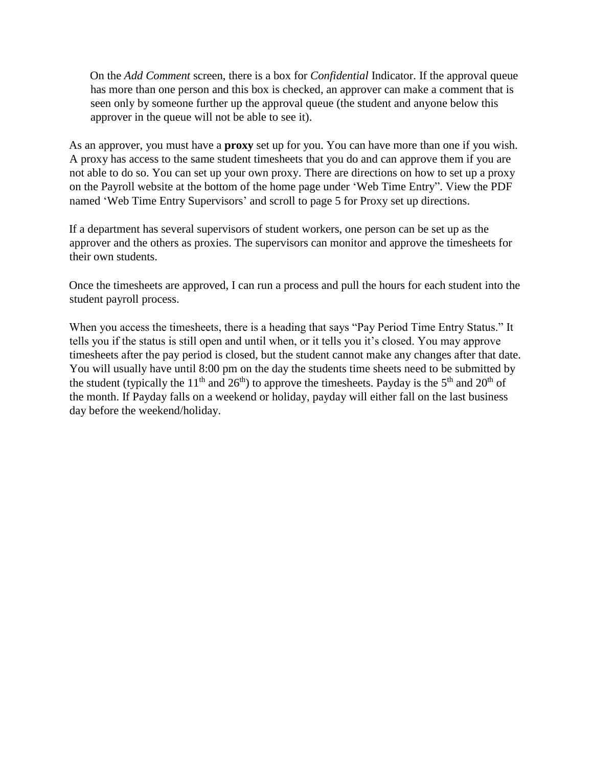On the *Add Comment* screen, there is a box for *Confidential* Indicator. If the approval queue has more than one person and this box is checked, an approver can make a comment that is seen only by someone further up the approval queue (the student and anyone below this approver in the queue will not be able to see it).

As an approver, you must have a **proxy** set up for you. You can have more than one if you wish. A proxy has access to the same student timesheets that you do and can approve them if you are not able to do so. You can set up your own proxy. There are directions on how to set up a proxy on the Payroll website at the bottom of the home page under 'Web Time Entry". View the PDF named 'Web Time Entry Supervisors' and scroll to page 5 for Proxy set up directions.

If a department has several supervisors of student workers, one person can be set up as the approver and the others as proxies. The supervisors can monitor and approve the timesheets for their own students.

Once the timesheets are approved, I can run a process and pull the hours for each student into the student payroll process.

When you access the timesheets, there is a heading that says "Pay Period Time Entry Status." It tells you if the status is still open and until when, or it tells you it's closed. You may approve timesheets after the pay period is closed, but the student cannot make any changes after that date. You will usually have until 8:00 pm on the day the students time sheets need to be submitted by the student (typically the 11th and 26th) to approve the timesheets. Payday is the 5th and 20th of the month. If Payday falls on a weekend or holiday, payday will either fall on the last business day before the weekend/holiday.